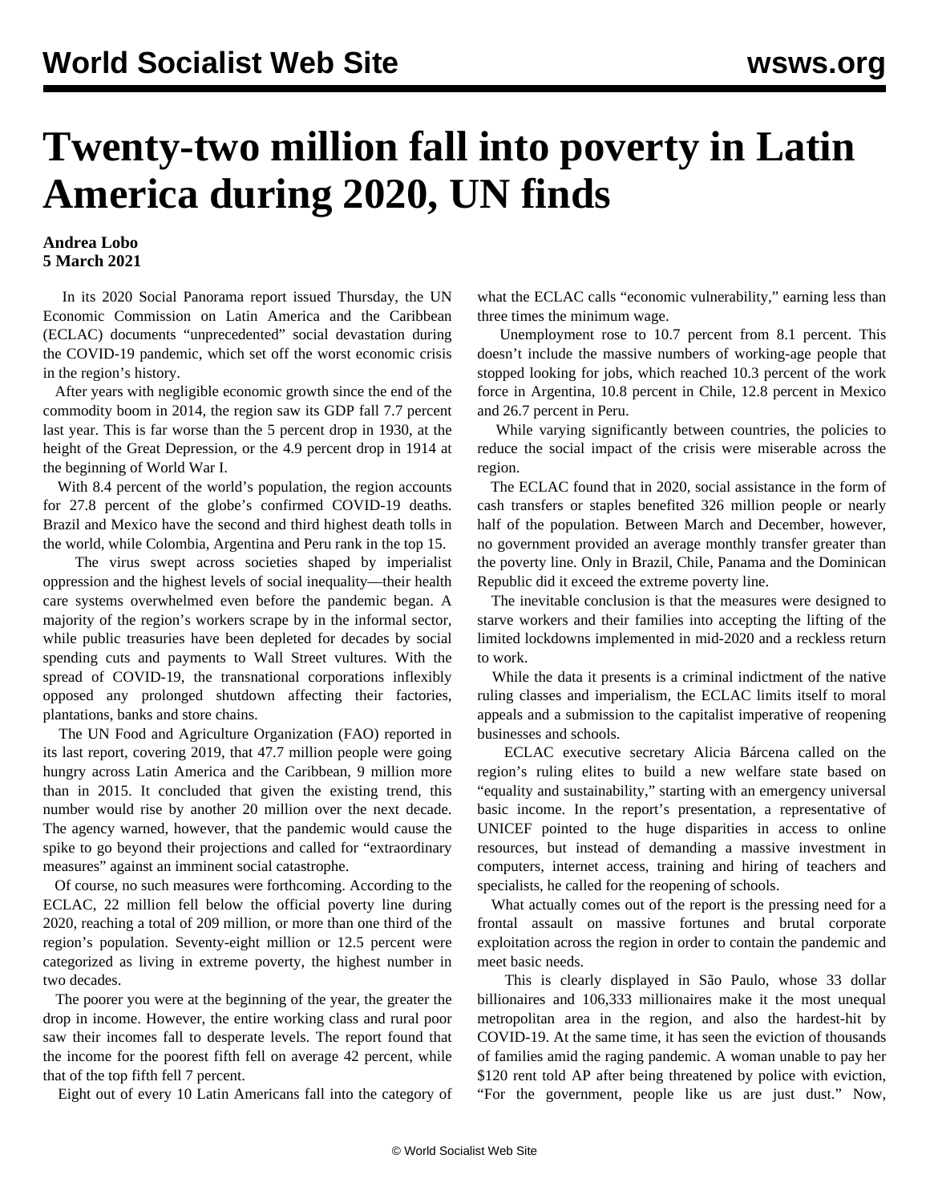# Twenty-two million fall into poverty in Latin America during 2020, UN finds

**Andrea Lobo**
**5 March 2021**

In its 2020 Social Panorama report issued Thursday, the UN Economic Commission on Latin America and the Caribbean (ECLAC) documents "unprecedented" social devastation during the COVID-19 pandemic, which set off the worst economic crisis in the region's history.

After years with negligible economic growth since the end of the commodity boom in 2014, the region saw its GDP fall 7.7 percent last year. This is far worse than the 5 percent drop in 1930, at the height of the Great Depression, or the 4.9 percent drop in 1914 at the beginning of World War I.

With 8.4 percent of the world's population, the region accounts for 27.8 percent of the globe's confirmed COVID-19 deaths. Brazil and Mexico have the second and third highest death tolls in the world, while Colombia, Argentina and Peru rank in the top 15.

The virus swept across societies shaped by imperialist oppression and the highest levels of social inequality—their health care systems overwhelmed even before the pandemic began. A majority of the region's workers scrape by in the informal sector, while public treasuries have been depleted for decades by social spending cuts and payments to Wall Street vultures. With the spread of COVID-19, the transnational corporations inflexibly opposed any prolonged shutdown affecting their factories, plantations, banks and store chains.

The UN Food and Agriculture Organization (FAO) reported in its last report, covering 2019, that 47.7 million people were going hungry across Latin America and the Caribbean, 9 million more than in 2015. It concluded that given the existing trend, this number would rise by another 20 million over the next decade. The agency warned, however, that the pandemic would cause the spike to go beyond their projections and called for "extraordinary measures" against an imminent social catastrophe.

Of course, no such measures were forthcoming. According to the ECLAC, 22 million fell below the official poverty line during 2020, reaching a total of 209 million, or more than one third of the region's population. Seventy-eight million or 12.5 percent were categorized as living in extreme poverty, the highest number in two decades.

The poorer you were at the beginning of the year, the greater the drop in income. However, the entire working class and rural poor saw their incomes fall to desperate levels. The report found that the income for the poorest fifth fell on average 42 percent, while that of the top fifth fell 7 percent.

Eight out of every 10 Latin Americans fall into the category of what the ECLAC calls "economic vulnerability," earning less than three times the minimum wage.

Unemployment rose to 10.7 percent from 8.1 percent. This doesn't include the massive numbers of working-age people that stopped looking for jobs, which reached 10.3 percent of the work force in Argentina, 10.8 percent in Chile, 12.8 percent in Mexico and 26.7 percent in Peru.

While varying significantly between countries, the policies to reduce the social impact of the crisis were miserable across the region.

The ECLAC found that in 2020, social assistance in the form of cash transfers or staples benefited 326 million people or nearly half of the population. Between March and December, however, no government provided an average monthly transfer greater than the poverty line. Only in Brazil, Chile, Panama and the Dominican Republic did it exceed the extreme poverty line.

The inevitable conclusion is that the measures were designed to starve workers and their families into accepting the lifting of the limited lockdowns implemented in mid-2020 and a reckless return to work.

While the data it presents is a criminal indictment of the native ruling classes and imperialism, the ECLAC limits itself to moral appeals and a submission to the capitalist imperative of reopening businesses and schools.

ECLAC executive secretary Alicia Bárcena called on the region's ruling elites to build a new welfare state based on "equality and sustainability," starting with an emergency universal basic income. In the report's presentation, a representative of UNICEF pointed to the huge disparities in access to online resources, but instead of demanding a massive investment in computers, internet access, training and hiring of teachers and specialists, he called for the reopening of schools.

What actually comes out of the report is the pressing need for a frontal assault on massive fortunes and brutal corporate exploitation across the region in order to contain the pandemic and meet basic needs.

This is clearly displayed in São Paulo, whose 33 dollar billionaires and 106,333 millionaires make it the most unequal metropolitan area in the region, and also the hardest-hit by COVID-19. At the same time, it has seen the eviction of thousands of families amid the raging pandemic. A woman unable to pay her $120 rent told AP after being threatened by police with eviction, "For the government, people like us are just dust." Now,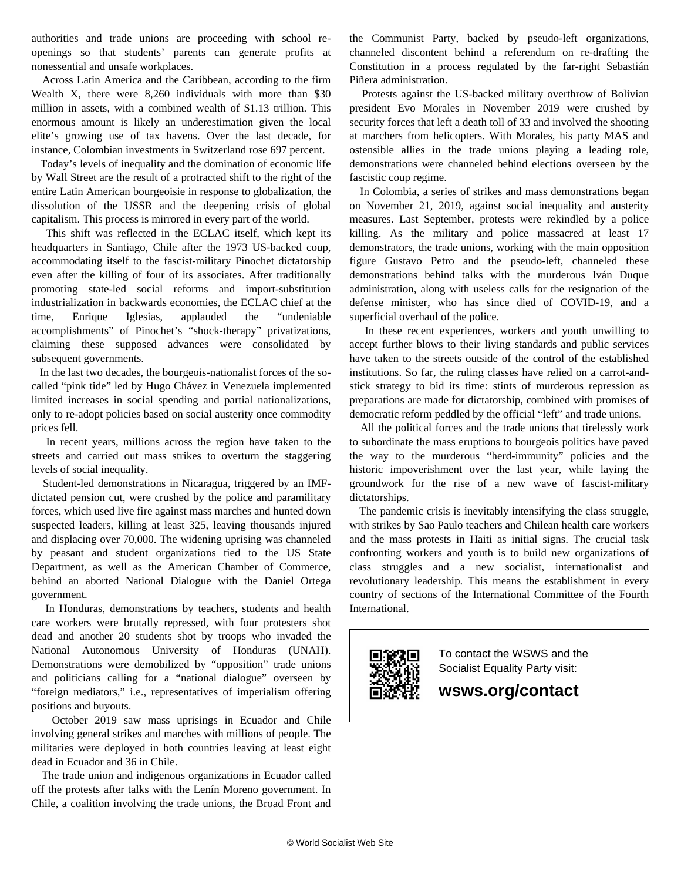authorities and trade unions are proceeding with school re-openings so that students' parents can generate profits at nonessential and unsafe workplaces.

Across Latin America and the Caribbean, according to the firm Wealth X, there were 8,260 individuals with more than $30 million in assets, with a combined wealth of $1.13 trillion. This enormous amount is likely an underestimation given the local elite's growing use of tax havens. Over the last decade, for instance, Colombian investments in Switzerland rose 697 percent.

Today's levels of inequality and the domination of economic life by Wall Street are the result of a protracted shift to the right of the entire Latin American bourgeoisie in response to globalization, the dissolution of the USSR and the deepening crisis of global capitalism. This process is mirrored in every part of the world.

This shift was reflected in the ECLAC itself, which kept its headquarters in Santiago, Chile after the 1973 US-backed coup, accommodating itself to the fascist-military Pinochet dictatorship even after the killing of four of its associates. After traditionally promoting state-led social reforms and import-substitution industrialization in backwards economies, the ECLAC chief at the time, Enrique Iglesias, applauded the "undeniable accomplishments" of Pinochet's "shock-therapy" privatizations, claiming these supposed advances were consolidated by subsequent governments.

In the last two decades, the bourgeois-nationalist forces of the so-called "pink tide" led by Hugo Chávez in Venezuela implemented limited increases in social spending and partial nationalizations, only to re-adopt policies based on social austerity once commodity prices fell.

In recent years, millions across the region have taken to the streets and carried out mass strikes to overturn the staggering levels of social inequality.

Student-led demonstrations in Nicaragua, triggered by an IMF-dictated pension cut, were crushed by the police and paramilitary forces, which used live fire against mass marches and hunted down suspected leaders, killing at least 325, leaving thousands injured and displacing over 70,000. The widening uprising was channeled by peasant and student organizations tied to the US State Department, as well as the American Chamber of Commerce, behind an aborted National Dialogue with the Daniel Ortega government.

In Honduras, demonstrations by teachers, students and health care workers were brutally repressed, with four protesters shot dead and another 20 students shot by troops who invaded the National Autonomous University of Honduras (UNAH). Demonstrations were demobilized by "opposition" trade unions and politicians calling for a "national dialogue" overseen by "foreign mediators," i.e., representatives of imperialism offering positions and buyouts.

October 2019 saw mass uprisings in Ecuador and Chile involving general strikes and marches with millions of people. The militaries were deployed in both countries leaving at least eight dead in Ecuador and 36 in Chile.

The trade union and indigenous organizations in Ecuador called off the protests after talks with the Lenín Moreno government. In Chile, a coalition involving the trade unions, the Broad Front and the Communist Party, backed by pseudo-left organizations, channeled discontent behind a referendum on re-drafting the Constitution in a process regulated by the far-right Sebastián Piñera administration.

Protests against the US-backed military overthrow of Bolivian president Evo Morales in November 2019 were crushed by security forces that left a death toll of 33 and involved the shooting at marchers from helicopters. With Morales, his party MAS and ostensible allies in the trade unions playing a leading role, demonstrations were channeled behind elections overseen by the fascistic coup regime.

In Colombia, a series of strikes and mass demonstrations began on November 21, 2019, against social inequality and austerity measures. Last September, protests were rekindled by a police killing. As the military and police massacred at least 17 demonstrators, the trade unions, working with the main opposition figure Gustavo Petro and the pseudo-left, channeled these demonstrations behind talks with the murderous Iván Duque administration, along with useless calls for the resignation of the defense minister, who has since died of COVID-19, and a superficial overhaul of the police.

In these recent experiences, workers and youth unwilling to accept further blows to their living standards and public services have taken to the streets outside of the control of the established institutions. So far, the ruling classes have relied on a carrot-and-stick strategy to bid its time: stints of murderous repression as preparations are made for dictatorship, combined with promises of democratic reform peddled by the official "left" and trade unions.

All the political forces and the trade unions that tirelessly work to subordinate the mass eruptions to bourgeois politics have paved the way to the murderous "herd-immunity" policies and the historic impoverishment over the last year, while laying the groundwork for the rise of a new wave of fascist-military dictatorships.

The pandemic crisis is inevitably intensifying the class struggle, with strikes by Sao Paulo teachers and Chilean health care workers and the mass protests in Haiti as initial signs. The crucial task confronting workers and youth is to build new organizations of class struggles and a new socialist, internationalist and revolutionary leadership. This means the establishment in every country of sections of the International Committee of the Fourth International.

To contact the WSWS and the Socialist Equality Party visit:

**wsws.org/contact**